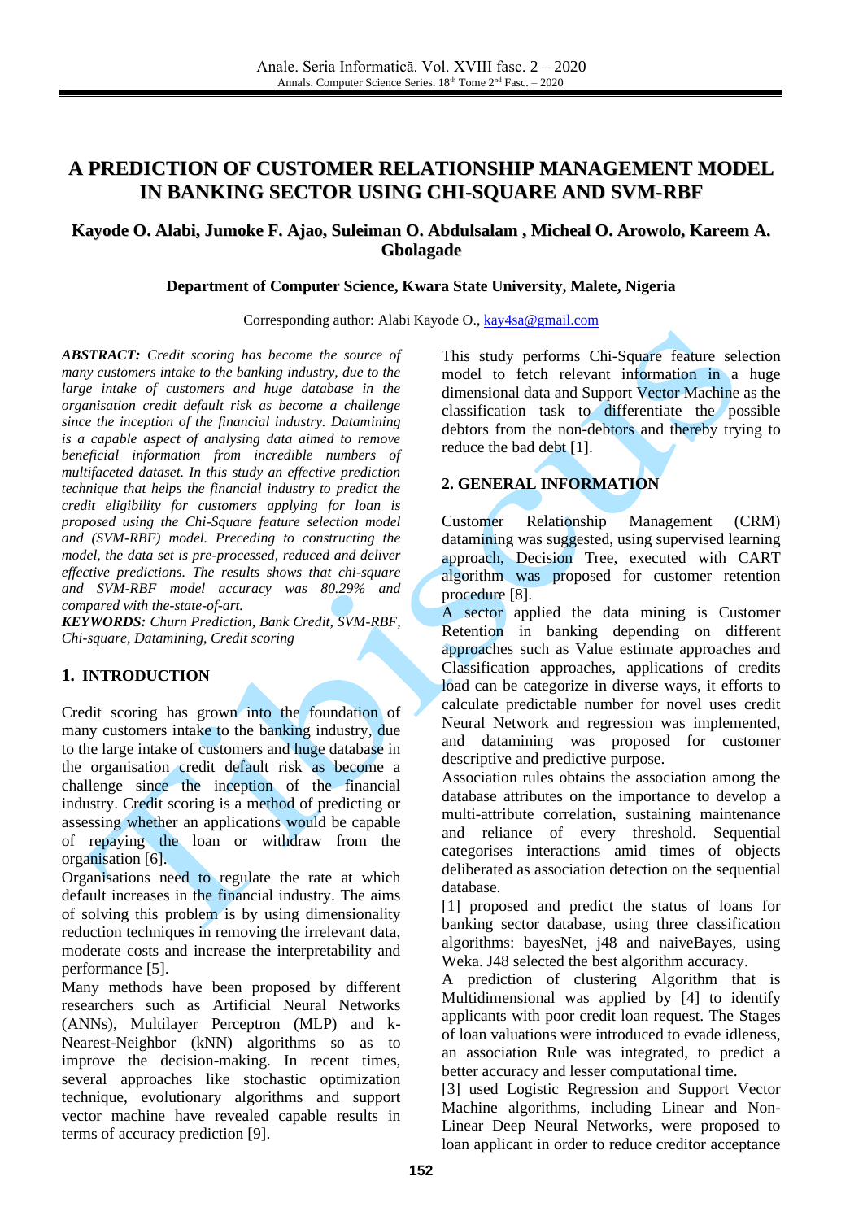# A PREDICTION OF CUSTOMER RELATIONSHIP MANAGEMENT MODEL IN BANKING SECTOR USING CHI-SQUARE AND SVM-RBF

**Kayode O. Alabi, Jumoke F. Ajao, Suleiman O. Abdulsalam , Micheal O. Arowolo, Kareem A. Gbolagade**

**Department of Computer Science, Kwara State University, Malete, Nigeria**

Corresponding author: Alabi Kayode O., kay4sa@gmail.com

***ABSTRACT:*** *Credit scoring has become the source of many customers intake to the banking industry, due to the large intake of customers and huge database in the organisation credit default risk as become a challenge since the inception of the financial industry. Datamining is a capable aspect of analysing data aimed to remove beneficial information from incredible numbers of multifaceted dataset. In this study an effective prediction technique that helps the financial industry to predict the credit eligibility for customers applying for loan is proposed using the Chi-Square feature selection model and (SVM-RBF) model. Preceding to constructing the model, the data set is pre-processed, reduced and deliver effective predictions. The results shows that chi-square and SVM-RBF model accuracy was 80.29% and compared with the-state-of-art.*

***KEYWORDS:*** *Churn Prediction, Bank Credit, SVM-RBF, Chi-square, Datamining, Credit scoring*

## 1. INTRODUCTION

Credit scoring has grown into the foundation of many customers intake to the banking industry, due to the large intake of customers and huge database in the organisation credit default risk as become a challenge since the inception of the financial industry. Credit scoring is a method of predicting or assessing whether an applications would be capable of repaying the loan or withdraw from the organisation [6].

Organisations need to regulate the rate at which default increases in the financial industry. The aims of solving this problem is by using dimensionality reduction techniques in removing the irrelevant data, moderate costs and increase the interpretability and performance [5].

Many methods have been proposed by different researchers such as Artificial Neural Networks (ANNs), Multilayer Perceptron (MLP) and k-Nearest-Neighbor (kNN) algorithms so as to improve the decision-making. In recent times, several approaches like stochastic optimization technique, evolutionary algorithms and support vector machine have revealed capable results in terms of accuracy prediction [9].

This study performs Chi-Square feature selection model to fetch relevant information in a huge dimensional data and Support Vector Machine as the classification task to differentiate the possible debtors from the non-debtors and thereby trying to reduce the bad debt [1].

## 2. GENERAL INFORMATION

Customer Relationship Management (CRM) datamining was suggested, using supervised learning approach, Decision Tree, executed with CART algorithm was proposed for customer retention procedure [8].

A sector applied the data mining is Customer Retention in banking depending on different approaches such as Value estimate approaches and Classification approaches, applications of credits load can be categorize in diverse ways, it efforts to calculate predictable number for novel uses credit Neural Network and regression was implemented, and datamining was proposed for customer descriptive and predictive purpose.

Association rules obtains the association among the database attributes on the importance to develop a multi-attribute correlation, sustaining maintenance and reliance of every threshold. Sequential categorises interactions amid times of objects deliberated as association detection on the sequential database.

[1] proposed and predict the status of loans for banking sector database, using three classification algorithms: bayesNet, j48 and naiveBayes, using Weka. J48 selected the best algorithm accuracy.

A prediction of clustering Algorithm that is Multidimensional was applied by [4] to identify applicants with poor credit loan request. The Stages of loan valuations were introduced to evade idleness, an association Rule was integrated, to predict a better accuracy and lesser computational time.

[3] used Logistic Regression and Support Vector Machine algorithms, including Linear and Non-Linear Deep Neural Networks, were proposed to loan applicant in order to reduce creditor acceptance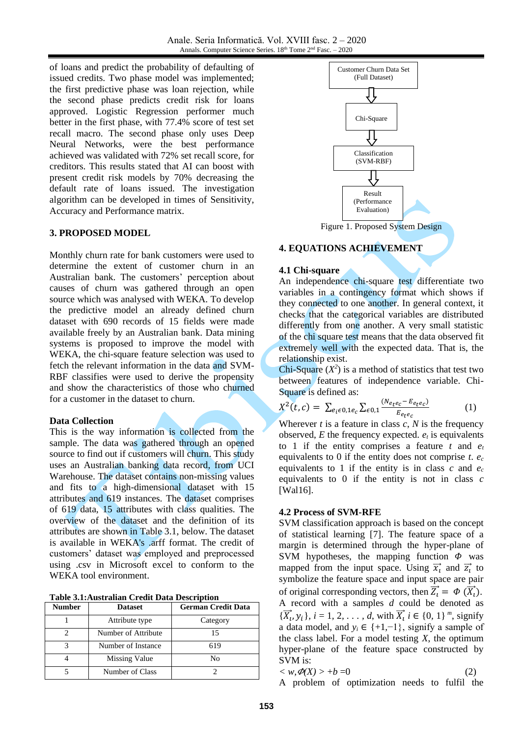of loans and predict the probability of defaulting of issued credits. Two phase model was implemented; the first predictive phase was loan rejection, while the second phase predicts credit risk for loans approved. Logistic Regression performer much better in the first phase, with 77.4% score of test set recall macro. The second phase only uses Deep Neural Networks, were the best performance achieved was validated with 72% set recall score, for creditors. This results stated that AI can boost with present credit risk models by 70% decreasing the default rate of loans issued. The investigation algorithm can be developed in times of Sensitivity, Accuracy and Performance matrix.

## 3. PROPOSED MODEL

Monthly churn rate for bank customers were used to determine the extent of customer churn in an Australian bank. The customers' perception about causes of churn was gathered through an open source which was analysed with WEKA. To develop the predictive model an already defined churn dataset with 690 records of 15 fields were made available freely by an Australian bank. Data mining systems is proposed to improve the model with WEKA, the chi-square feature selection was used to fetch the relevant information in the data and SVM-RBF classifies were used to derive the propensity and show the characteristics of those who churned for a customer in the dataset to churn.

### Data Collection

This is the way information is collected from the sample. The data was gathered through an opened source to find out if customers will churn. This study uses an Australian banking data record, from UCI Warehouse. The dataset contains non-missing values and fits to a high-dimensional dataset with 15 attributes and 619 instances. The dataset comprises of 619 data, 15 attributes with class qualities. The overview of the dataset and the definition of its attributes are shown in Table 3.1, below. The dataset is available in WEKA's .arff format. The credit of customers' dataset was employed and preprocessed using .csv in Microsoft excel to conform to the WEKA tool environment.

**Table 3.1:Australian Credit Data Description**

| Number | Dataset | German Credit Data |
|---|---|---|
| 1 | Attribute type | Category |
| 2 | Number of Attribute | 15 |
| 3 | Number of Instance | 619 |
| 4 | Missing Value | No |
| 5 | Number of Class | 2 |

Customer Churn Data Set (Full Dataset)

Chi-Square

Classification (SVM-RBF)

Result (Performance Evaluation)

Figure 1. Proposed System Design

## 4. EQUATIONS ACHIEVEMENT

### 4.1 Chi-square

An independence chi-square test differentiate two variables in a contingency format which shows if they connected to one another. In general context, it checks that the categorical variables are distributed differently from one another. A very small statistic of the chi square test means that the data observed fit extremely well with the expected data. That is, the relationship exist.

Chi-Square ($X^2$) is a method of statistics that test two between features of independence variable. Chi-Square is defined as:

$$X^2(t,c) = \sum_{e_t \epsilon 0,1 e_c} \sum_{\epsilon 0,1} \frac{(N_{e_t e_c} - E_{e_t e_c})}{E_{e_t e_c}} \quad (1)$$

Wherever $t$ is a feature in class $c$, $N$ is the frequency observed, $E$ the frequency expected. $e_t$ is equivalents to 1 if the entity comprises a feature $t$ and $e_t$ equivalents to 0 if the entity does not comprise $t$. $e_c$ equivalents to 1 if the entity is in class $c$ and $e_c$ equivalents to 0 if the entity is not in class $c$ [Wal16].

### 4.2 Process of SVM-RFE

SVM classification approach is based on the concept of statistical learning [7]. The feature space of a margin is determined through the hyper-plane of SVM hypotheses, the mapping function $\Phi$ was mapped from the input space. Using $\vec{x_i}$ and $\vec{z_i}$ to symbolize the feature space and input space are pair of original corresponding vectors, then $\vec{Z_i} = \Phi(\vec{X_i})$. A record with a samples $d$ could be denoted as $\{\vec{X_i}, y_i\}$, $i = 1, 2, \ldots, d$, with $\vec{X_i}$ $i \in \{0, 1\}^m$, signify a data model, and $y_i \in \{+1,-1\}$, signify a sample of the class label. For a model testing $X$, the optimum hyper-plane of the feature space constructed by SVM is:

$$< w, \Phi(X) > +b = 0 \quad (2)$$

A problem of optimization needs to fulfil the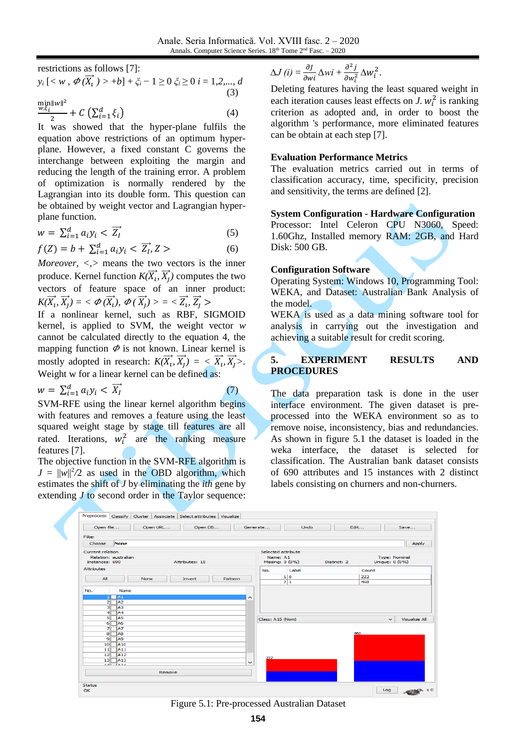restrictions as follows [7]:

$$y_i [< w , \Phi(\overrightarrow{X_i}) > +b] + \xi_i - 1 \geq 0 \; \xi_i \geq 0 \; i = 1,2,..., d \quad (3)$$

$$\frac{\min_{w,\xi_i} \|w\|^2}{2} + C\left(\sum_{i=1}^{d} \xi_i\right) \quad (4)$$

It was showed that the hyper-plane fulfils the equation above restrictions of an optimum hyper-plane. However, a fixed constant C governs the interchange between exploiting the margin and reducing the length of the training error. A problem of optimization is normally rendered by the Lagrangian into its double form. This question can be obtained by weight vector and Lagrangian hyper-plane function.

$$w = \sum_{i=1}^{d} a_i y_i < \overrightarrow{Z_I} \quad (5)$$

$$f(Z) = b + \sum_{i=1}^{d} a_i y_i < \overrightarrow{Z_I}, Z > \quad (6)$$

*Moreover*, <,> means the two vectors is the inner produce. Kernel function $K(\overrightarrow{X_i}, \overrightarrow{X_j})$ computes the two vectors of feature space of an inner product: $K(\overrightarrow{X_i}, \overrightarrow{X_j}) = < \Phi(\overrightarrow{X_i}), \Phi(\overrightarrow{X_j}) > = < \overrightarrow{Z_i}, \overrightarrow{Z_j} >$

If a nonlinear kernel, such as RBF, SIGMOID kernel, is applied to SVM, the weight vector $w$ cannot be calculated directly to the equation 4, the mapping function $\Phi$ is not known. Linear kernel is mostly adopted in research: $K(\overrightarrow{X_i}, \overrightarrow{X_j}) = < \overrightarrow{X_i}, \overrightarrow{X_j} >$. Weight w for a linear kernel can be defined as:

$$w = \sum_{i=1}^{d} a_i y_i < \overrightarrow{X_I} \quad (7)$$

SVM-RFE using the linear kernel algorithm begins with features and removes a feature using the least squared weight stage by stage till features are all rated. Iterations, $w_i^2$ are the ranking measure features [7].

The objective function in the SVM-RFE algorithm is $J = \|w\|^2/2$ as used in the OBD algorithm, which estimates the shift of $J$ by eliminating the *ith* gene by extending $J$ to second order in the Taylor sequence:

$$\Delta J\,(i) = \frac{\partial J}{\partial wi} \Delta wi + \frac{\partial^2 j}{\partial w_i^2} \Delta w_i^2 .$$

Deleting features having the least squared weight in each iteration causes least effects on $J$. $w_i^2$ is ranking criterion as adopted and, in order to boost the algorithm 's performance, more eliminated features can be obtain at each step [7].

**Evaluation Performance Metrics**

The evaluation metrics carried out in terms of classification accuracy, time, specificity, precision and sensitivity, the terms are defined [2].

**System Configuration - Hardware Configuration**

Processor: Intel Celeron CPU N3060, Speed: 1.60Ghz, Installed memory RAM: 2GB, and Hard Disk: 500 GB.

**Configuration Software**

Operating System: Windows 10, Programming Tool: WEKA, and Dataset: Australian Bank Analysis of the model.

WEKA is used as a data mining software tool for analysis in carrying out the investigation and achieving a suitable result for credit scoring.

## 5. EXPERIMENT RESULTS AND PROCEDURES

The data preparation task is done in the user interface environment. The given dataset is pre-processed into the WEKA environment so as to remove noise, inconsistency, bias and redundancies. As shown in figure 5.1 the dataset is loaded in the weka interface, the dataset is selected for classification. The Australian bank dataset consists of 690 attributes and 15 instances with 2 distinct labels consisting on churners and non-churners.

Figure 5.1: Pre-processed Australian Dataset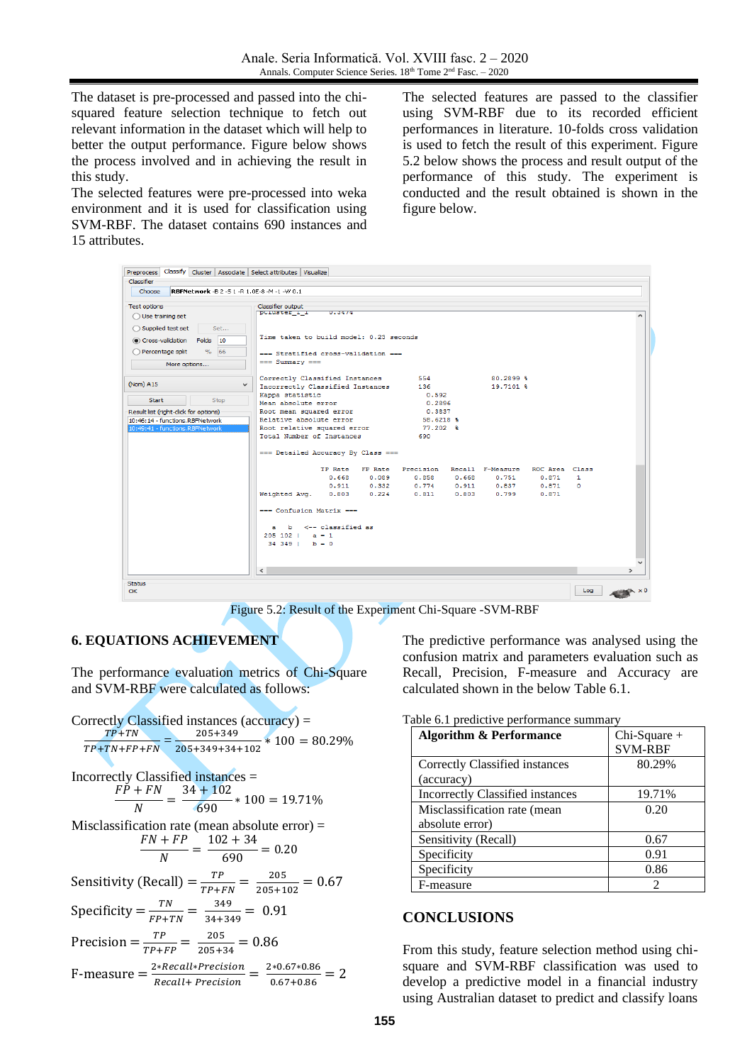The dataset is pre-processed and passed into the chi-squared feature selection technique to fetch out relevant information in the dataset which will help to better the output performance. Figure below shows the process involved and in achieving the result in this study.

The selected features were pre-processed into weka environment and it is used for classification using SVM-RBF. The dataset contains 690 instances and 15 attributes.

The selected features are passed to the classifier using SVM-RBF due to its recorded efficient performances in literature. 10-folds cross validation is used to fetch the result of this experiment. Figure 5.2 below shows the process and result output of the performance of this study. The experiment is conducted and the result obtained is shown in the figure below.

Figure 5.2: Result of the Experiment Chi-Square -SVM-RBF

## 6. EQUATIONS ACHIEVEMENT

The performance evaluation metrics of Chi-Square and SVM-RBF were calculated as follows:

Correctly Classified instances (accuracy) = $\frac{TP+TN}{TP+TN+FP+FN} = \frac{205+349}{205+349+34+102} * 100 = 80.29\%$

Incorrectly Classified instances = $\frac{FP + FN}{N} = \frac{34 + 102}{690} * 100 = 19.71\%$

Misclassification rate (mean absolute error) = $\frac{FN + FP}{N} = \frac{102 + 34}{690} = 0.20$

$$\text{Sensitivity (Recall)} = \frac{TP}{TP+FN} = \frac{205}{205+102} = 0.67$$

$$\text{Specificity} = \frac{TN}{FP+TN} = \frac{349}{34+349} = 0.91$$

$$\text{Precision} = \frac{TP}{TP+FP} = \frac{205}{205+34} = 0.86$$

$$\text{F-measure} = \frac{2*Recall*Precision}{Recall+ Precision} = \frac{2*0.67*0.86}{0.67+0.86} = 2$$

The predictive performance was analysed using the confusion matrix and parameters evaluation such as Recall, Precision, F-measure and Accuracy are calculated shown in the below Table 6.1.

Table 6.1 predictive performance summary

| **Algorithm & Performance** | Chi-Square + SVM-RBF |
|---|---|
| Correctly Classified instances (accuracy) | 80.29% |
| Incorrectly Classified instances | 19.71% |
| Misclassification rate (mean absolute error) | 0.20 |
| Sensitivity (Recall) | 0.67 |
| Specificity | 0.91 |
| Specificity | 0.86 |
| F-measure | 2 |

## CONCLUSIONS

From this study, feature selection method using chi-square and SVM-RBF classification was used to develop a predictive model in a financial industry using Australian dataset to predict and classify loans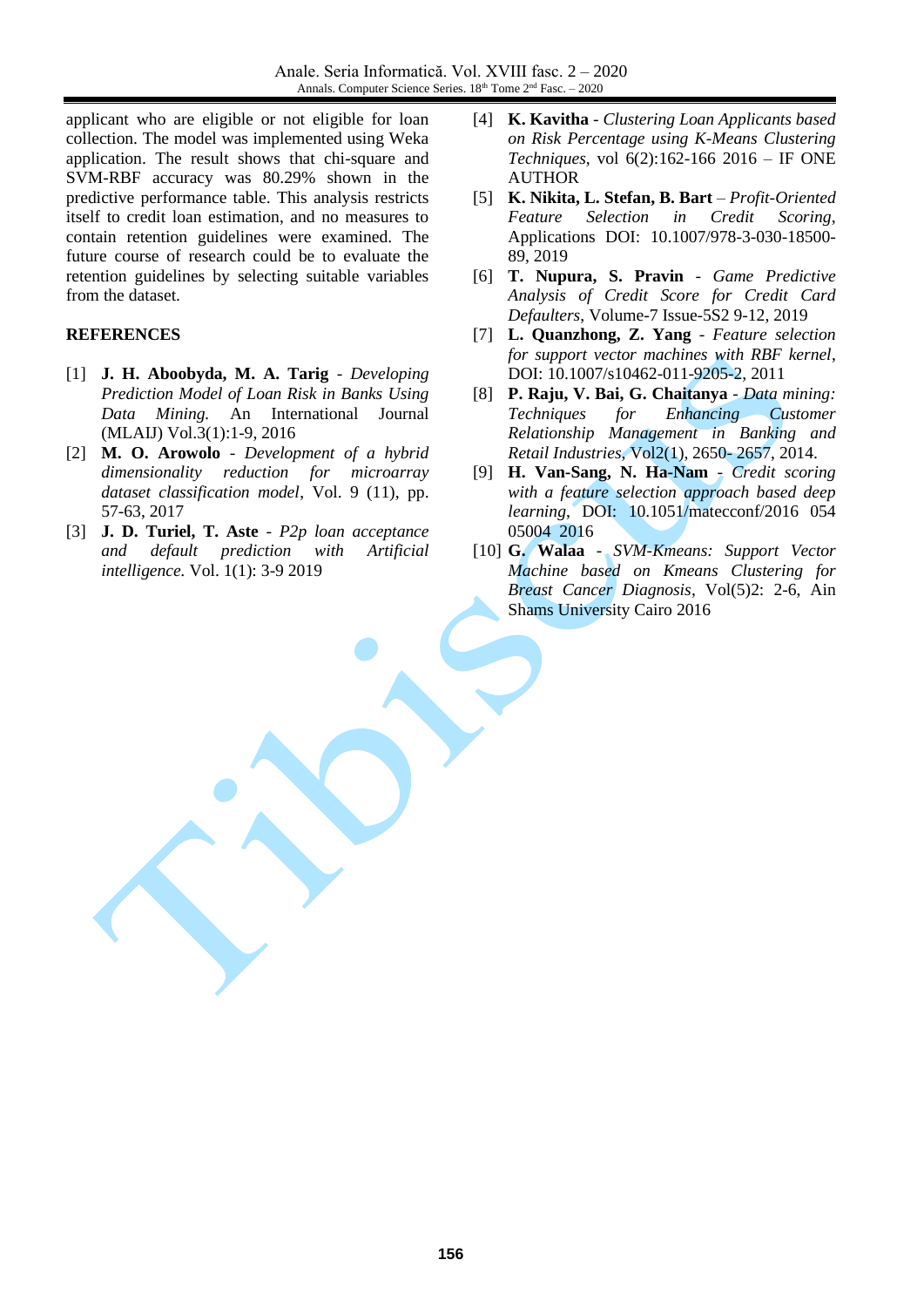applicant who are eligible or not eligible for loan collection. The model was implemented using Weka application. The result shows that chi-square and SVM-RBF accuracy was 80.29% shown in the predictive performance table. This analysis restricts itself to credit loan estimation, and no measures to contain retention guidelines were examined. The future course of research could be to evaluate the retention guidelines by selecting suitable variables from the dataset.

## REFERENCES

[1] **J. H. Aboobyda, M. A. Tarig** - *Developing Prediction Model of Loan Risk in Banks Using Data Mining.* An International Journal (MLAIJ) Vol.3(1):1-9, 2016

[2] **M. O. Arowolo** - *Development of a hybrid dimensionality reduction for microarray dataset classification model*, Vol. 9 (11), pp. 57-63, 2017

[3] **J. D. Turiel, T. Aste** - *P2p loan acceptance and default prediction with Artificial intelligence.* Vol. 1(1): 3-9 2019

[4] **K. Kavitha** - *Clustering Loan Applicants based on Risk Percentage using K-Means Clustering Techniques*, vol 6(2):162-166 2016 – IF ONE AUTHOR

[5] **K. Nikita, L. Stefan, B. Bart** – *Profit-Oriented Feature Selection in Credit Scoring*, Applications DOI: 10.1007/978-3-030-18500-89, 2019

[6] **T. Nupura, S. Pravin** - *Game Predictive Analysis of Credit Score for Credit Card Defaulters*, Volume-7 Issue-5S2 9-12, 2019

[7] **L. Quanzhong, Z. Yang** - *Feature selection for support vector machines with RBF kernel*, DOI: 10.1007/s10462-011-9205-2, 2011

[8] **P. Raju, V. Bai, G. Chaitanya** - *Data mining: Techniques for Enhancing Customer Relationship Management in Banking and Retail Industries*, Vol2(1), 2650- 2657, 2014.

[9] **H. Van-Sang, N. Ha-Nam** - *Credit scoring with a feature selection approach based deep learning*, DOI: 10.1051/matecconf/2016 054 05004 2016

[10] **G. Walaa** - *SVM-Kmeans: Support Vector Machine based on Kmeans Clustering for Breast Cancer Diagnosis*, Vol(5)2: 2-6, Ain Shams University Cairo 2016